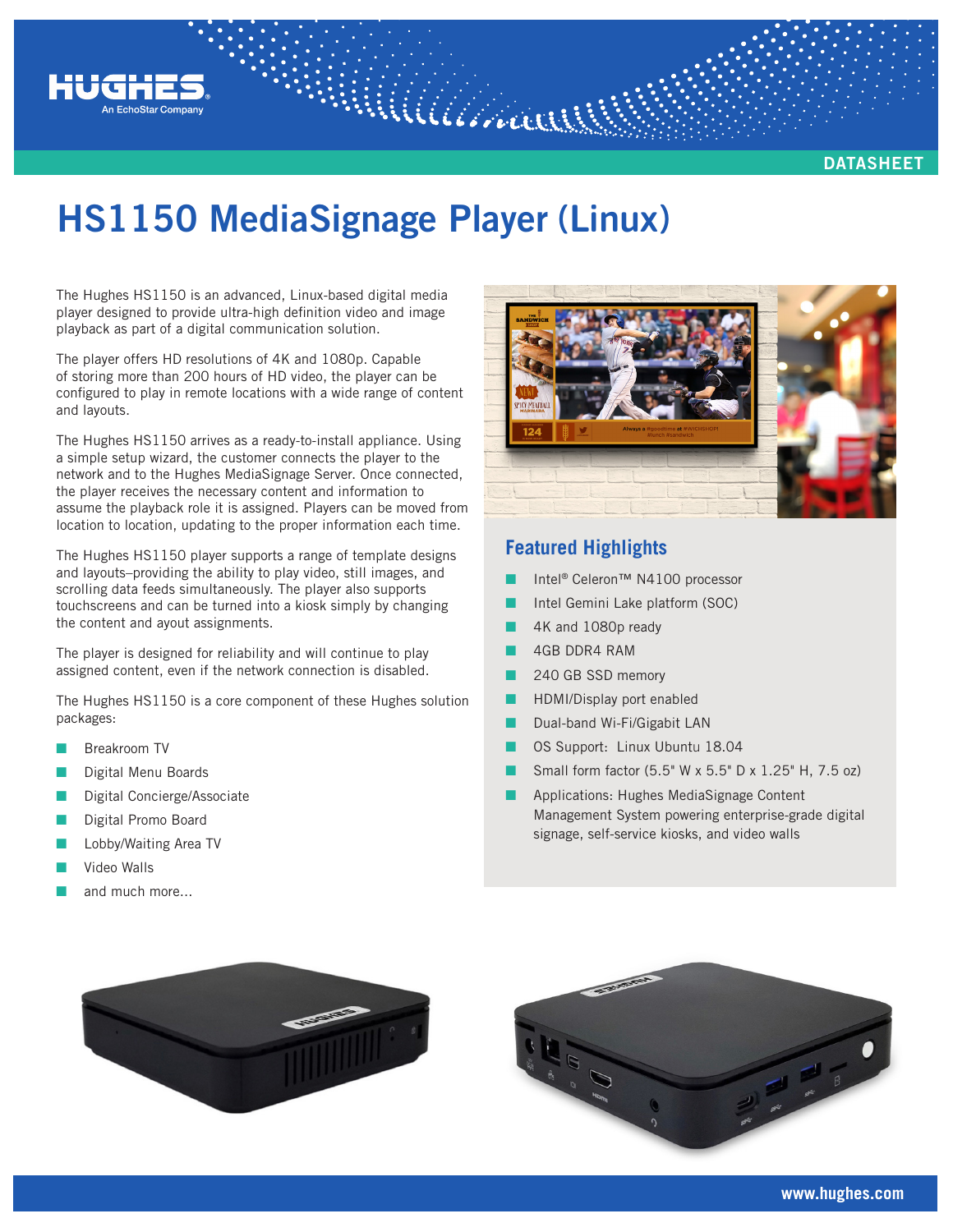HUGHES
An EchoStar Company

DATASHEET

# HS1150 MediaSignage Player (Linux)

The Hughes HS1150 is an advanced, Linux-based digital media player designed to provide ultra-high definition video and image playback as part of a digital communication solution.

The player offers HD resolutions of 4K and 1080p. Capable of storing more than 200 hours of HD video, the player can be configured to play in remote locations with a wide range of content and layouts.

The Hughes HS1150 arrives as a ready-to-install appliance. Using a simple setup wizard, the customer connects the player to the network and to the Hughes MediaSignage Server. Once connected, the player receives the necessary content and information to assume the playback role it is assigned. Players can be moved from location to location, updating to the proper information each time.

The Hughes HS1150 player supports a range of template designs and layouts–providing the ability to play video, still images, and scrolling data feeds simultaneously. The player also supports touchscreens and can be turned into a kiosk simply by changing the content and ayout assignments.

The player is designed for reliability and will continue to play assigned content, even if the network connection is disabled.

The Hughes HS1150 is a core component of these Hughes solution packages:

- Breakroom TV
- Digital Menu Boards
- Digital Concierge/Associate
- Digital Promo Board
- Lobby/Waiting Area TV
- Video Walls
- and much more...

## Featured Highlights

- Intel® Celeron™ N4100 processor
- Intel Gemini Lake platform (SOC)
- 4K and 1080p ready
- 4GB DDR4 RAM
- 240 GB SSD memory
- HDMI/Display port enabled
- Dual-band Wi-Fi/Gigabit LAN
- OS Support: Linux Ubuntu 18.04
- Small form factor (5.5" W x 5.5" D x 1.25" H, 7.5 oz)
- Applications: Hughes MediaSignage Content Management System powering enterprise-grade digital signage, self-service kiosks, and video walls

www.hughes.com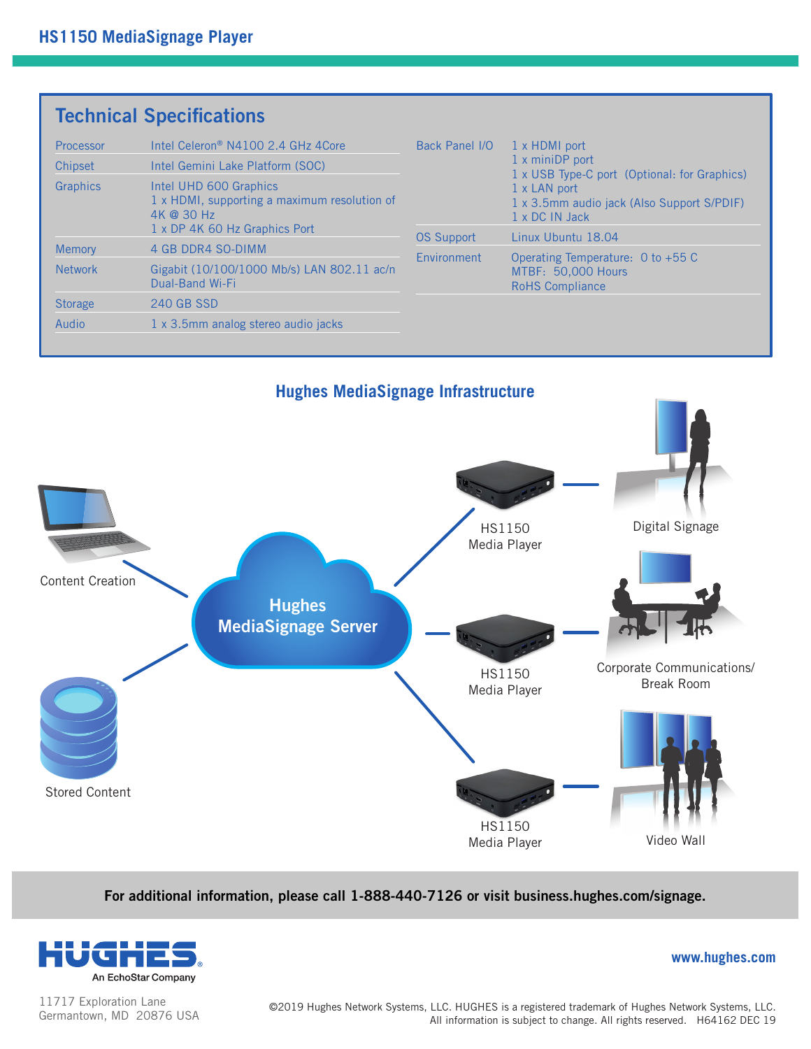## Technical Specifications

| | |
|---|---|
| Processor | Intel Celeron® N4100 2.4 GHz 4Core |
| Chipset | Intel Gemini Lake Platform (SOC) |
| Graphics | Intel UHD 600 Graphics<br>1 x HDMI, supporting a maximum resolution of 4K @ 30 Hz<br>1 x DP 4K 60 Hz Graphics Port |
| Memory | 4 GB DDR4 SO-DIMM |
| Network | Gigabit (10/100/1000 Mb/s) LAN 802.11 ac/n Dual-Band Wi-Fi |
| Storage | 240 GB SSD |
| Audio | 1 x 3.5mm analog stereo audio jacks |
| Back Panel I/O | 1 x HDMI port<br>1 x miniDP port<br>1 x USB Type-C port (Optional: for Graphics)<br>1 x LAN port<br>1 x 3.5mm audio jack (Also Support S/PDIF)<br>1 x DC IN Jack |
| OS Support | Linux Ubuntu 18.04 |
| Environment | Operating Temperature: 0 to +55 C<br>MTBF: 50,000 Hours<br>RoHS Compliance |

## Hughes MediaSignage Infrastructure

Content Creation

Stored Content

Hughes MediaSignage Server

HS1150 Media Player

HS1150 Media Player

HS1150 Media Player

Digital Signage

Corporate Communications/ Break Room

Video Wall

**For additional information, please call 1-888-440-7126 or visit business.hughes.com/signage.**

HUGHES
An EchoStar Company

www.hughes.com

11717 Exploration Lane
Germantown, MD 20876 USA

©2019 Hughes Network Systems, LLC. HUGHES is a registered trademark of Hughes Network Systems, LLC. All information is subject to change. All rights reserved. H64162 DEC 19